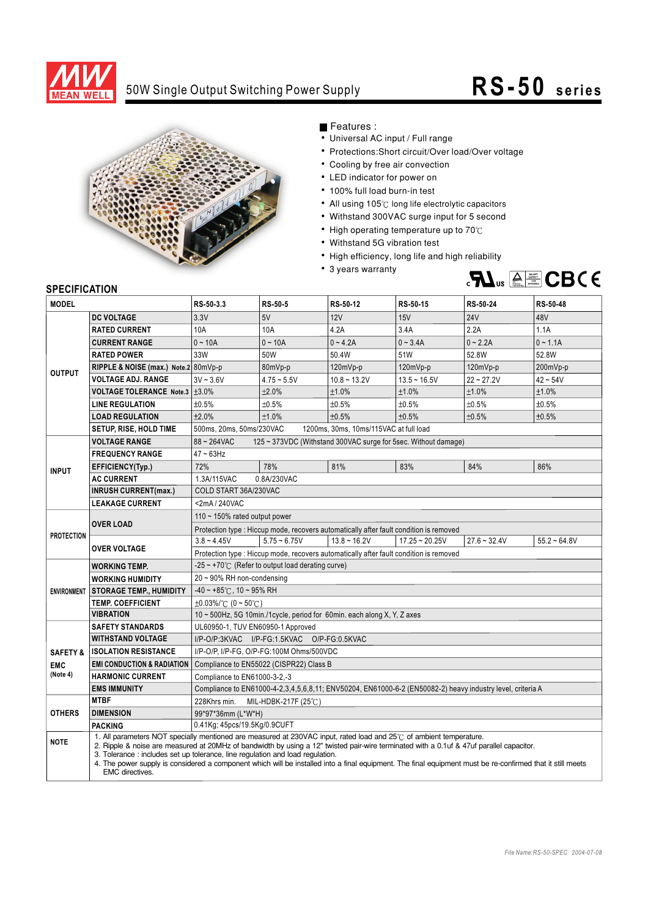# 50W Single Output Switching Power Supply

## RS-50 series

■ Features :

- Universal AC input / Full range
- Protections:Short circuit/Over load/Over voltage
- Cooling by free air convection
- LED indicator for power on
- 100% full load burn-in test
- All using 105℃ long life electrolytic capacitors
- Withstand 300VAC surge input for 5 second
- High operating temperature up to 70℃
- Withstand 5G vibration test
- High efficiency, long life and high reliability
- 3 years warranty

## SPECIFICATION

| MODEL | | RS-50-3.3 | RS-50-5 | RS-50-12 | RS-50-15 | RS-50-24 | RS-50-48 |
|---|---|---|---|---|---|---|---|
| OUTPUT | DC VOLTAGE | 3.3V | 5V | 12V | 15V | 24V | 48V |
| | RATED CURRENT | 10A | 10A | 4.2A | 3.4A | 2.2A | 1.1A |
| | CURRENT RANGE | 0 ~ 10A | 0 ~ 10A | 0 ~ 4.2A | 0 ~ 3.4A | 0 ~ 2.2A | 0 ~ 1.1A |
| | RATED POWER | 33W | 50W | 50.4W | 51W | 52.8W | 52.8W |
| | RIPPLE & NOISE (max.) Note.2 | 80mVp-p | 80mVp-p | 120mVp-p | 120mVp-p | 120mVp-p | 200mVp-p |
| | VOLTAGE ADJ. RANGE | 3V ~ 3.6V | 4.75 ~ 5.5V | 10.8 ~ 13.2V | 13.5 ~ 16.5V | 22 ~ 27.2V | 42 ~ 54V |
| | VOLTAGE TOLERANCE Note.3 | ±3.0% | ±2.0% | ±1.0% | ±1.0% | ±1.0% | ±1.0% |
| | LINE REGULATION | ±0.5% | ±0.5% | ±0.5% | ±0.5% | ±0.5% | ±0.5% |
| | LOAD REGULATION | ±2.0% | ±1.0% | ±0.5% | ±0.5% | ±0.5% | ±0.5% |
| | SETUP, RISE, HOLD TIME | 500ms, 20ms, 50ms/230VAC 1200ms, 30ms, 10ms/115VAC at full load | | | | | |
| INPUT | VOLTAGE RANGE | 88 ~ 264VAC 125 ~ 373VDC (Withstand 300VAC surge for 5sec. Without damage) | | | | | |
| | FREQUENCY RANGE | 47 ~ 63Hz | | | | | |
| | EFFICIENCY(Typ.) | 72% | 78% | 81% | 83% | 84% | 86% |
| | AC CURRENT | 1.3A/115VAC 0.8A/230VAC | | | | | |
| | INRUSH CURRENT(max.) | COLD START 36A/230VAC | | | | | |
| | LEAKAGE CURRENT | <2mA / 240VAC | | | | | |
| PROTECTION | OVER LOAD | 110 ~ 150% rated output power | | | | | |
| | | Protection type : Hiccup mode, recovers automatically after fault condition is removed | | | | | |
| | OVER VOLTAGE | 3.8 ~ 4.45V | 5.75 ~ 6.75V | 13.8 ~ 16.2V | 17.25 ~ 20.25V | 27.6 ~ 32.4V | 55.2 ~ 64.8V |
| | | Protection type : Hiccup mode, recovers automatically after fault condition is removed | | | | | |
| ENVIRONMENT | WORKING TEMP. | -25 ~ +70℃ (Refer to output load derating curve) | | | | | |
| | WORKING HUMIDITY | 20 ~ 90% RH non-condensing | | | | | |
| | STORAGE TEMP., HUMIDITY | -40 ~ +85℃, 10 ~ 95% RH | | | | | |
| | TEMP. COEFFICIENT | ±0.03%/℃ (0 ~ 50℃) | | | | | |
| | VIBRATION | 10 ~ 500Hz, 5G 10min./1cycle, period for 60min. each along X, Y, Z axes | | | | | |
| SAFETY & EMC (Note 4) | SAFETY STANDARDS | UL60950-1, TUV EN60950-1 Approved | | | | | |
| | WITHSTAND VOLTAGE | I/P-O/P:3KVAC I/P-FG:1.5KVAC O/P-FG:0.5KVAC | | | | | |
| | ISOLATION RESISTANCE | I/P-O/P, I/P-FG, O/P-FG:100M Ohms/500VDC | | | | | |
| | EMI CONDUCTION & RADIATION | Compliance to EN55022 (CISPR22) Class B | | | | | |
| | HARMONIC CURRENT | Compliance to EN61000-3-2,-3 | | | | | |
| | EMS IMMUNITY | Compliance to EN61000-4-2,3,4,5,6,8,11; ENV50204, EN61000-6-2 (EN50082-2) heavy industry level, criteria A | | | | | |
| OTHERS | MTBF | 228Khrs min. MIL-HDBK-217F (25℃) | | | | | |
| | DIMENSION | 99*97*36mm (L*W*H) | | | | | |
| | PACKING | 0.41Kg; 45pcs/19.5Kg/0.9CUFT | | | | | |

**NOTE**

1. All parameters NOT specially mentioned are measured at 230VAC input, rated load and 25℃ of ambient temperature.
2. Ripple & noise are measured at 20MHz of bandwidth by using a 12" twisted pair-wire terminated with a 0.1uf & 47uf parallel capacitor.
3. Tolerance : includes set up tolerance, line regulation and load regulation.
4. The power supply is considered a component which will be installed into a final equipment. The final equipment must be re-confirmed that it still meets EMC directives.

File Name:RS-50-SPEC 2004-07-08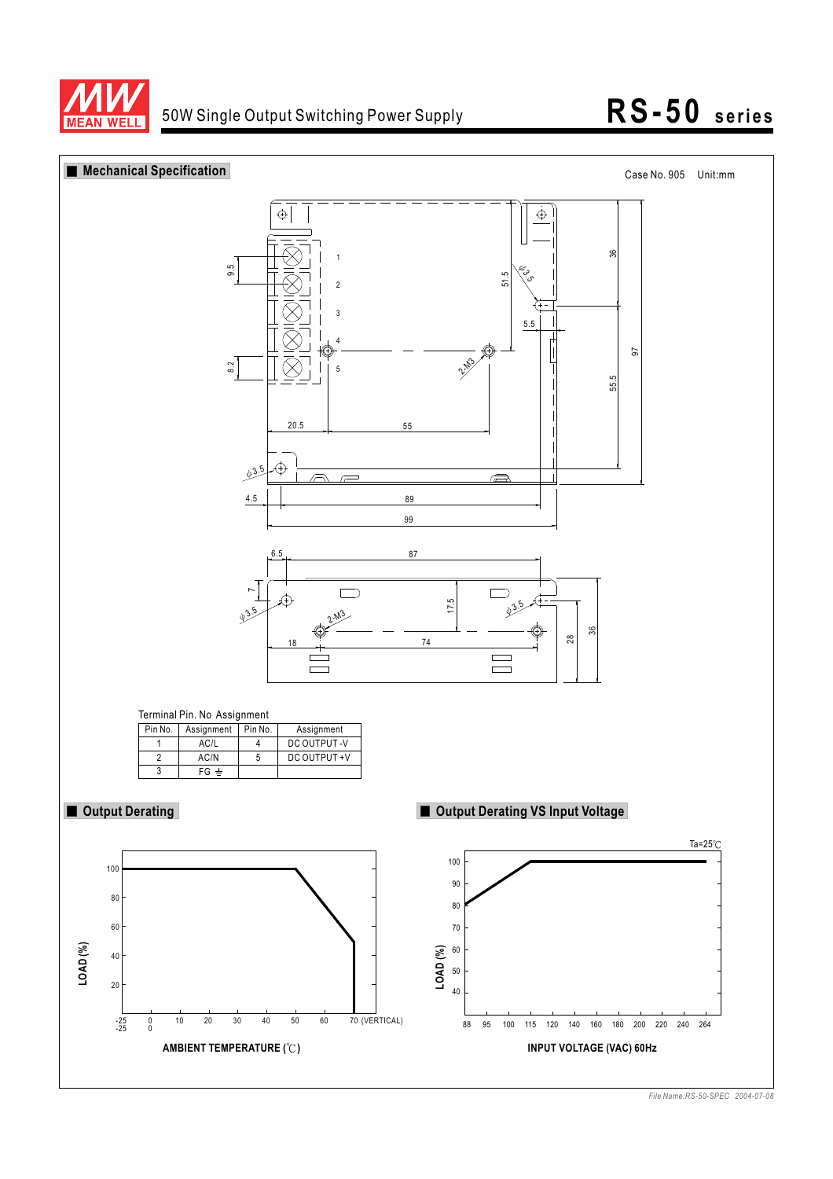# 50W Single Output Switching Power Supply

# RS-50 series

## Mechanical Specification

Case No. 905 Unit:mm

9.5
8.2
1
2
3
4
5
51.5
φ3.5
5.5
2-M3
36
55.5
97
20.5
55
φ3.5
4.5
89
99

6.5
87
7
φ3.5
2-M3
17.5
φ3.5
18
74
28
36

Terminal Pin. No Assignment

| Pin No. | Assignment | Pin No. | Assignment |
|---|---|---|---|
| 1 | AC/L | 4 | DC OUTPUT -V |
| 2 | AC/N | 5 | DC OUTPUT +V |
| 3 | FG ⏚ | | |

## Output Derating

LOAD (%)
100
80
60
40
20
-25 -25
0 0
10
20
30
40
50
60
70 (VERTICAL)

AMBIENT TEMPERATURE (℃)

## Output Derating VS Input Voltage

Ta=25℃

LOAD (%)
100
90
80
70
60
50
40
88
95
100
115
120
140
160
180
200
220
240
264

INPUT VOLTAGE (VAC) 60Hz

*File Name:RS-50-SPEC 2004-07-08*